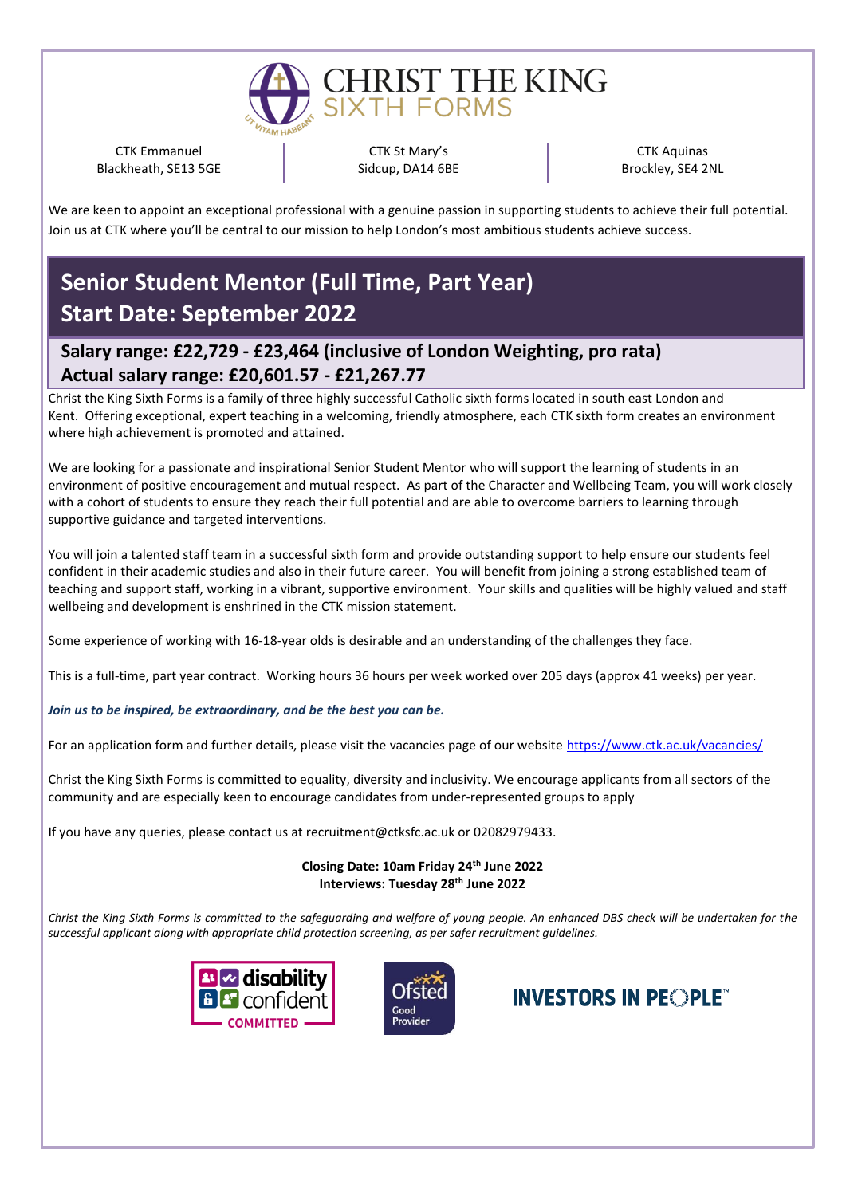# CHRIST THE KING SIXTH FORMS

| | | |
|---|---|---|
| CTK Emmanuel<br>Blackheath, SE13 5GE | CTK St Mary's<br>Sidcup, DA14 6BE | CTK Aquinas<br>Brockley, SE4 2NL |

We are keen to appoint an exceptional professional with a genuine passion in supporting students to achieve their full potential. Join us at CTK where you'll be central to our mission to help London's most ambitious students achieve success.

## Senior Student Mentor (Full Time, Part Year)
## Start Date: September 2022

### Salary range: £22,729 - £23,464 (inclusive of London Weighting, pro rata)
### Actual salary range: £20,601.57 - £21,267.77

Christ the King Sixth Forms is a family of three highly successful Catholic sixth forms located in south east London and Kent. Offering exceptional, expert teaching in a welcoming, friendly atmosphere, each CTK sixth form creates an environment where high achievement is promoted and attained.

We are looking for a passionate and inspirational Senior Student Mentor who will support the learning of students in an environment of positive encouragement and mutual respect. As part of the Character and Wellbeing Team, you will work closely with a cohort of students to ensure they reach their full potential and are able to overcome barriers to learning through supportive guidance and targeted interventions.

You will join a talented staff team in a successful sixth form and provide outstanding support to help ensure our students feel confident in their academic studies and also in their future career. You will benefit from joining a strong established team of teaching and support staff, working in a vibrant, supportive environment. Your skills and qualities will be highly valued and staff wellbeing and development is enshrined in the CTK mission statement.

Some experience of working with 16-18-year olds is desirable and an understanding of the challenges they face.

This is a full-time, part year contract. Working hours 36 hours per week worked over 205 days (approx 41 weeks) per year.

***Join us to be inspired, be extraordinary, and be the best you can be.***

For an application form and further details, please visit the vacancies page of our website https://www.ctk.ac.uk/vacancies/

Christ the King Sixth Forms is committed to equality, diversity and inclusivity. We encourage applicants from all sectors of the community and are especially keen to encourage candidates from under-represented groups to apply

If you have any queries, please contact us at recruitment@ctksfc.ac.uk or 02082979433.

**Closing Date: 10am Friday 24th June 2022**
**Interviews: Tuesday 28th June 2022**

*Christ the King Sixth Forms is committed to the safeguarding and welfare of young people. An enhanced DBS check will be undertaken for the successful applicant along with appropriate child protection screening, as per safer recruitment guidelines.*

disability confident COMMITTED

Ofsted Good Provider

INVESTORS IN PEOPLE™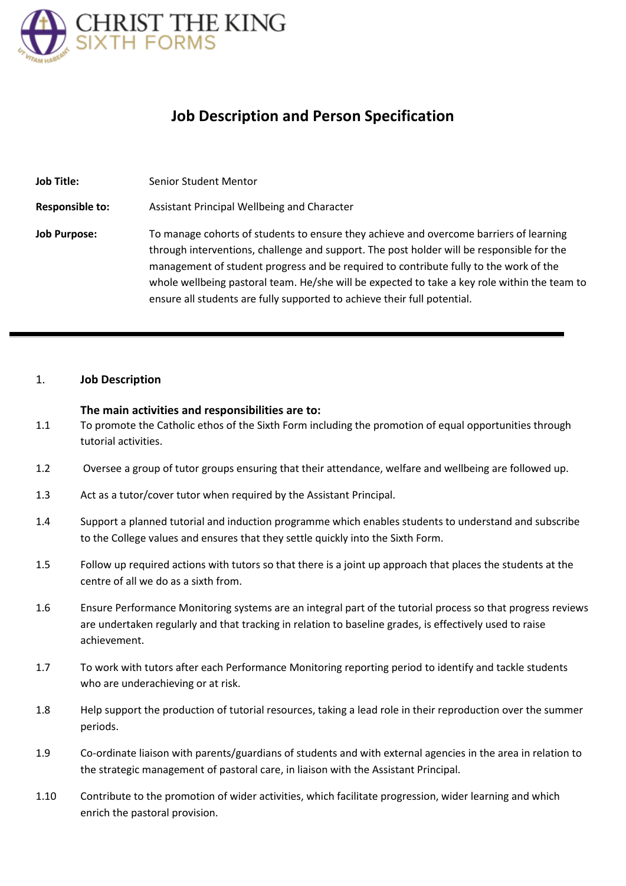CHRIST THE KING
SIXTH FORMS

# Job Description and Person Specification

**Job Title:** Senior Student Mentor

**Responsible to:** Assistant Principal Wellbeing and Character

**Job Purpose:** To manage cohorts of students to ensure they achieve and overcome barriers of learning through interventions, challenge and support. The post holder will be responsible for the management of student progress and be required to contribute fully to the work of the whole wellbeing pastoral team. He/she will be expected to take a key role within the team to ensure all students are fully supported to achieve their full potential.

---

## 1. Job Description

**The main activities and responsibilities are to:**

1.1 To promote the Catholic ethos of the Sixth Form including the promotion of equal opportunities through tutorial activities.

1.2 Oversee a group of tutor groups ensuring that their attendance, welfare and wellbeing are followed up.

1.3 Act as a tutor/cover tutor when required by the Assistant Principal.

1.4 Support a planned tutorial and induction programme which enables students to understand and subscribe to the College values and ensures that they settle quickly into the Sixth Form.

1.5 Follow up required actions with tutors so that there is a joint up approach that places the students at the centre of all we do as a sixth from.

1.6 Ensure Performance Monitoring systems are an integral part of the tutorial process so that progress reviews are undertaken regularly and that tracking in relation to baseline grades, is effectively used to raise achievement.

1.7 To work with tutors after each Performance Monitoring reporting period to identify and tackle students who are underachieving or at risk.

1.8 Help support the production of tutorial resources, taking a lead role in their reproduction over the summer periods.

1.9 Co-ordinate liaison with parents/guardians of students and with external agencies in the area in relation to the strategic management of pastoral care, in liaison with the Assistant Principal.

1.10 Contribute to the promotion of wider activities, which facilitate progression, wider learning and which enrich the pastoral provision.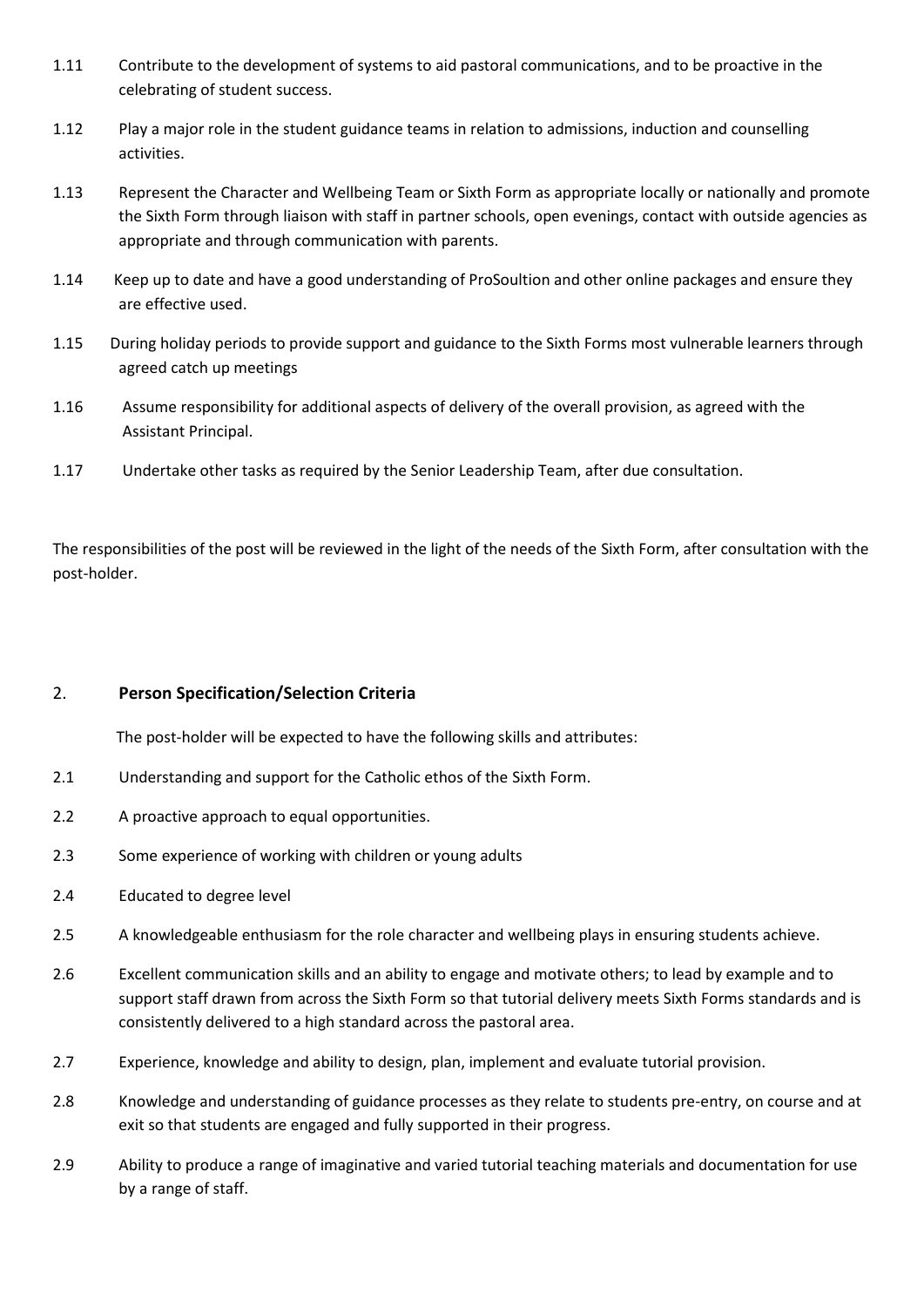1.11 Contribute to the development of systems to aid pastoral communications, and to be proactive in the celebrating of student success.

1.12 Play a major role in the student guidance teams in relation to admissions, induction and counselling activities.

1.13 Represent the Character and Wellbeing Team or Sixth Form as appropriate locally or nationally and promote the Sixth Form through liaison with staff in partner schools, open evenings, contact with outside agencies as appropriate and through communication with parents.

1.14 Keep up to date and have a good understanding of ProSoultion and other online packages and ensure they are effective used.

1.15 During holiday periods to provide support and guidance to the Sixth Forms most vulnerable learners through agreed catch up meetings

1.16 Assume responsibility for additional aspects of delivery of the overall provision, as agreed with the Assistant Principal.

1.17 Undertake other tasks as required by the Senior Leadership Team, after due consultation.

The responsibilities of the post will be reviewed in the light of the needs of the Sixth Form, after consultation with the post-holder.

## 2. **Person Specification/Selection Criteria**

The post-holder will be expected to have the following skills and attributes:

2.1 Understanding and support for the Catholic ethos of the Sixth Form.

2.2 A proactive approach to equal opportunities.

2.3 Some experience of working with children or young adults

2.4 Educated to degree level

2.5 A knowledgeable enthusiasm for the role character and wellbeing plays in ensuring students achieve.

2.6 Excellent communication skills and an ability to engage and motivate others; to lead by example and to support staff drawn from across the Sixth Form so that tutorial delivery meets Sixth Forms standards and is consistently delivered to a high standard across the pastoral area.

2.7 Experience, knowledge and ability to design, plan, implement and evaluate tutorial provision.

2.8 Knowledge and understanding of guidance processes as they relate to students pre-entry, on course and at exit so that students are engaged and fully supported in their progress.

2.9 Ability to produce a range of imaginative and varied tutorial teaching materials and documentation for use by a range of staff.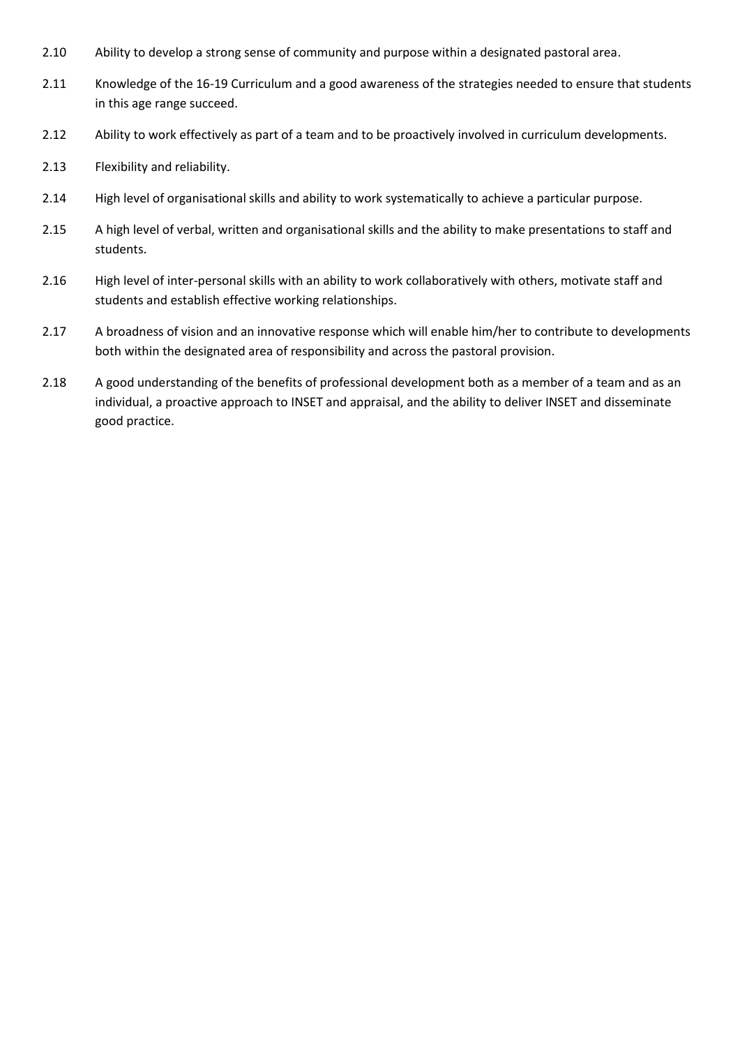2.10 Ability to develop a strong sense of community and purpose within a designated pastoral area.

2.11 Knowledge of the 16-19 Curriculum and a good awareness of the strategies needed to ensure that students in this age range succeed.

2.12 Ability to work effectively as part of a team and to be proactively involved in curriculum developments.

2.13 Flexibility and reliability.

2.14 High level of organisational skills and ability to work systematically to achieve a particular purpose.

2.15 A high level of verbal, written and organisational skills and the ability to make presentations to staff and students.

2.16 High level of inter-personal skills with an ability to work collaboratively with others, motivate staff and students and establish effective working relationships.

2.17 A broadness of vision and an innovative response which will enable him/her to contribute to developments both within the designated area of responsibility and across the pastoral provision.

2.18 A good understanding of the benefits of professional development both as a member of a team and as an individual, a proactive approach to INSET and appraisal, and the ability to deliver INSET and disseminate good practice.